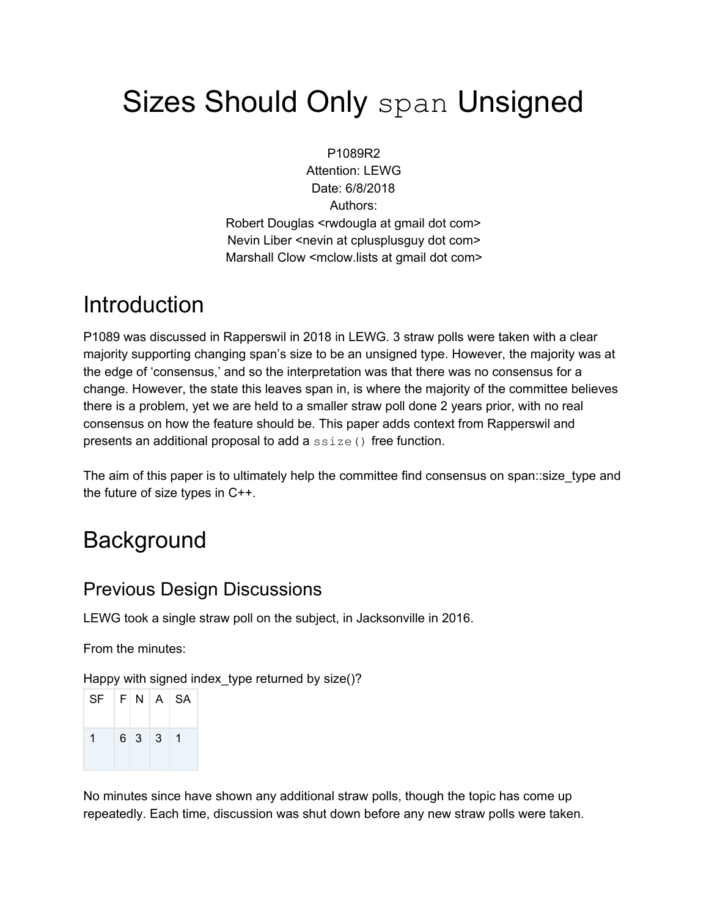# Sizes Should Only `span` Unsigned

P1089R2
Attention: LEWG
Date: 6/8/2018
Authors:
Robert Douglas <rwdougla at gmail dot com>
Nevin Liber <nevin at cplusplusguy dot com>
Marshall Clow <mclow.lists at gmail dot com>

# Introduction

P1089 was discussed in Rapperswil in 2018 in LEWG. 3 straw polls were taken with a clear majority supporting changing span's size to be an unsigned type. However, the majority was at the edge of 'consensus,' and so the interpretation was that there was no consensus for a change. However, the state this leaves span in, is where the majority of the committee believes there is a problem, yet we are held to a smaller straw poll done 2 years prior, with no real consensus on how the feature should be. This paper adds context from Rapperswil and presents an additional proposal to add a `ssize()` free function.

The aim of this paper is to ultimately help the committee find consensus on span::size_type and the future of size types in C++.

# Background

## Previous Design Discussions

LEWG took a single straw poll on the subject, in Jacksonville in 2016.

From the minutes:

Happy with signed index_type returned by size()?

| SF | F | N | A | SA |
|---|---|---|---|---|
| 1 | 6 | 3 | 3 | 1 |

No minutes since have shown any additional straw polls, though the topic has come up repeatedly. Each time, discussion was shut down before any new straw polls were taken.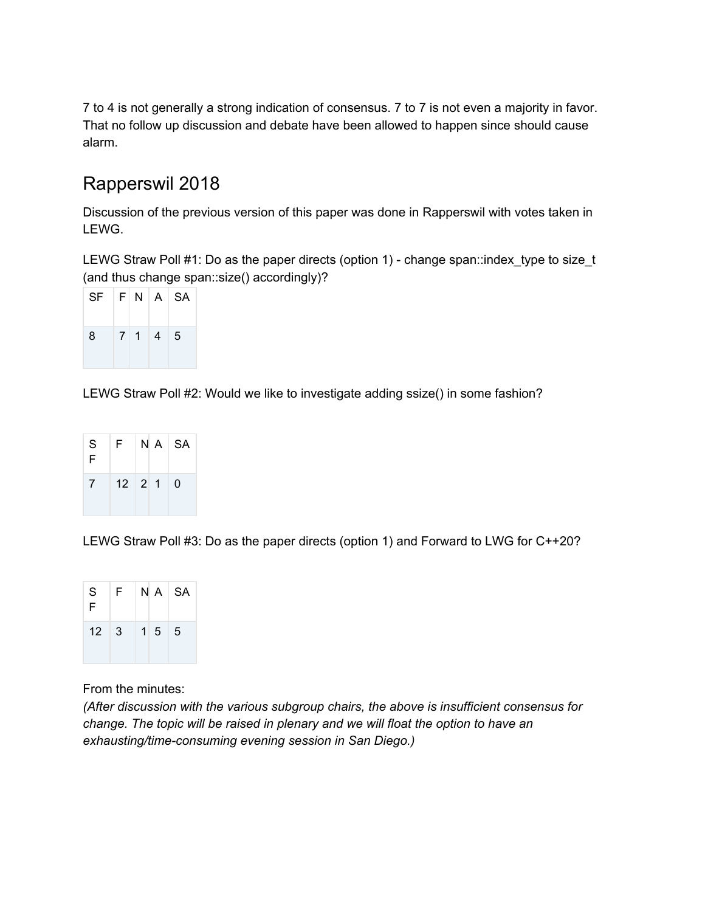7 to 4 is not generally a strong indication of consensus. 7 to 7 is not even a majority in favor. That no follow up discussion and debate have been allowed to happen since should cause alarm.

## Rapperswil 2018

Discussion of the previous version of this paper was done in Rapperswil with votes taken in LEWG.

LEWG Straw Poll #1: Do as the paper directs (option 1) - change span::index_type to size_t (and thus change span::size() accordingly)?

| SF | F | N | A | SA |
|---|---|---|---|---|
| 8 | 7 | 1 | 4 | 5 |

LEWG Straw Poll #2: Would we like to investigate adding ssize() in some fashion?

| SF | F | N | A | SA |
|---|---|---|---|---|
| 7 | 12 | 2 | 1 | 0 |

LEWG Straw Poll #3: Do as the paper directs (option 1) and Forward to LWG for C++20?

| SF | F | N | A | SA |
|---|---|---|---|---|
| 12 | 3 | 1 | 5 | 5 |

From the minutes:
*(After discussion with the various subgroup chairs, the above is insufficient consensus for change. The topic will be raised in plenary and we will float the option to have an exhausting/time-consuming evening session in San Diego.)*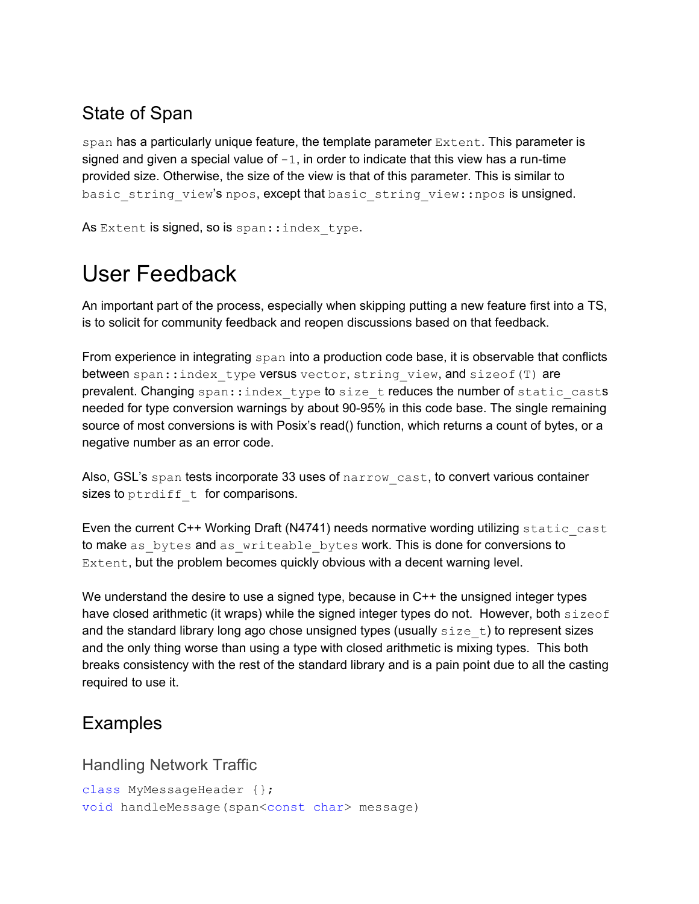## State of Span

`span` has a particularly unique feature, the template parameter `Extent`. This parameter is signed and given a special value of `-1`, in order to indicate that this view has a run-time provided size. Otherwise, the size of the view is that of this parameter. This is similar to `basic_string_view`'s `npos`, except that `basic_string_view::npos` is unsigned.

As `Extent` is signed, so is `span::index_type`.

# User Feedback

An important part of the process, especially when skipping putting a new feature first into a TS, is to solicit for community feedback and reopen discussions based on that feedback.

From experience in integrating `span` into a production code base, it is observable that conflicts between `span::index_type` versus `vector`, `string_view`, and `sizeof(T)` are prevalent. Changing `span::index_type` to `size_t` reduces the number of `static_cast`s needed for type conversion warnings by about 90-95% in this code base. The single remaining source of most conversions is with Posix's read() function, which returns a count of bytes, or a negative number as an error code.

Also, GSL's `span` tests incorporate 33 uses of `narrow_cast`, to convert various container sizes to `ptrdiff_t` for comparisons.

Even the current C++ Working Draft (N4741) needs normative wording utilizing `static_cast` to make `as_bytes` and `as_writeable_bytes` work. This is done for conversions to `Extent`, but the problem becomes quickly obvious with a decent warning level.

We understand the desire to use a signed type, because in C++ the unsigned integer types have closed arithmetic (it wraps) while the signed integer types do not. However, both `sizeof` and the standard library long ago chose unsigned types (usually `size_t`) to represent sizes and the only thing worse than using a type with closed arithmetic is mixing types. This both breaks consistency with the rest of the standard library and is a pain point due to all the casting required to use it.

## Examples

### Handling Network Traffic

```
class MyMessageHeader {};
void handleMessage(span<const char> message)
```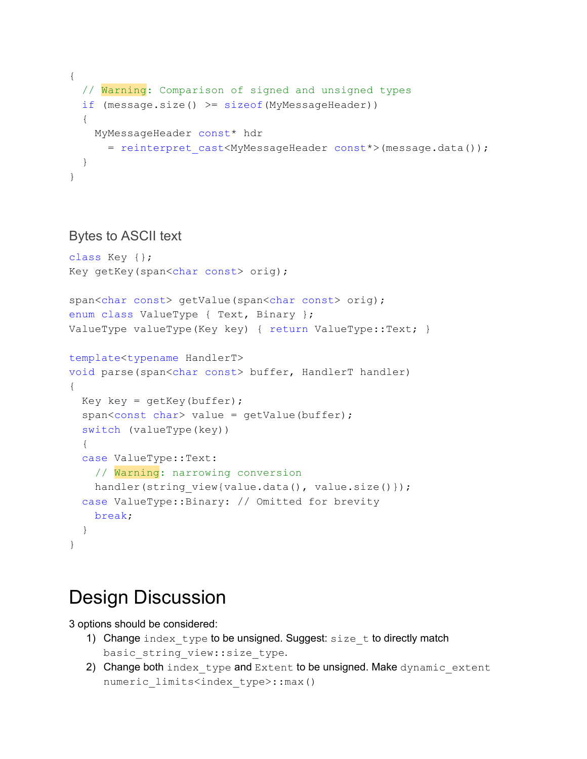```
{
  // Warning: Comparison of signed and unsigned types
  if (message.size() >= sizeof(MyMessageHeader))
  {
    MyMessageHeader const* hdr
      = reinterpret_cast<MyMessageHeader const*>(message.data());
  }
}
```

### Bytes to ASCII text

```
class Key {};
Key getKey(span<char const> orig);

span<char const> getValue(span<char const> orig);
enum class ValueType { Text, Binary };
ValueType valueType(Key key) { return ValueType::Text; }

template<typename HandlerT>
void parse(span<char const> buffer, HandlerT handler)
{
  Key key = getKey(buffer);
  span<const char> value = getValue(buffer);
  switch (valueType(key))
  {
  case ValueType::Text:
    // Warning: narrowing conversion
    handler(string_view{value.data(), value.size()});
  case ValueType::Binary: // Omitted for brevity
    break;
  }
}
```

# Design Discussion

3 options should be considered:

1) Change `index_type` to be unsigned. Suggest: `size_t` to directly match `basic_string_view::size_type`.
2) Change both `index_type` and `Extent` to be unsigned. Make `dynamic_extent` `numeric_limits<index_type>::max()`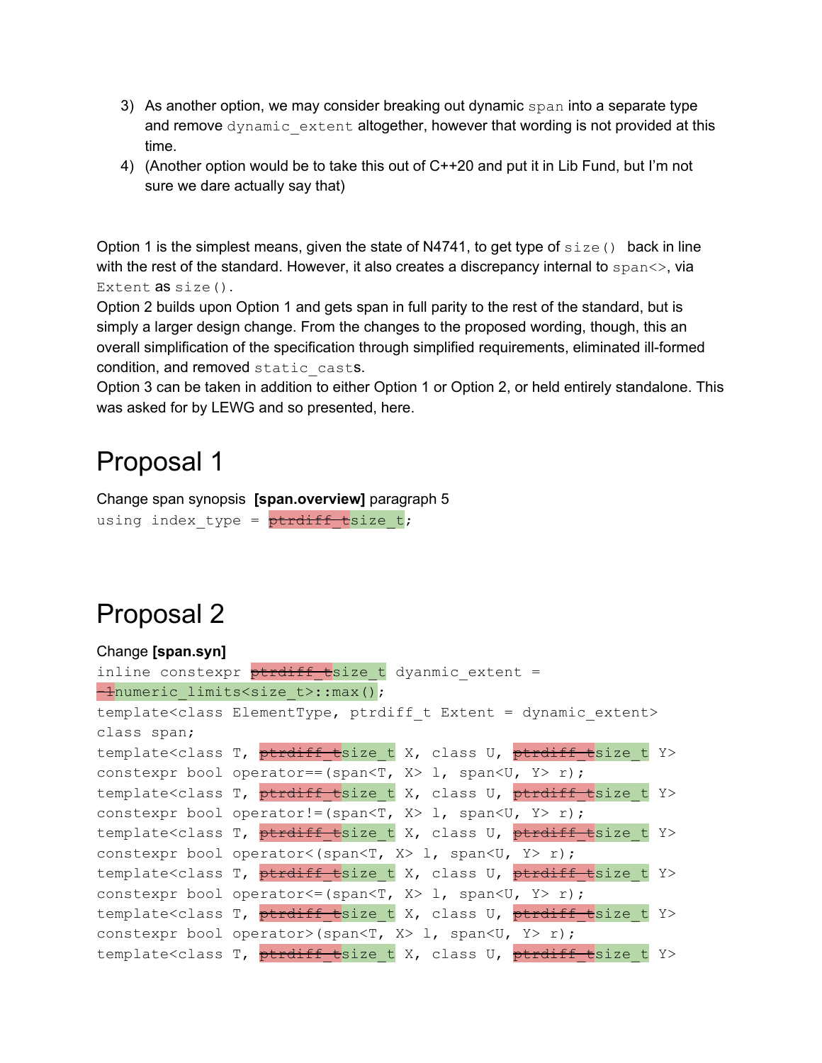3) As another option, we may consider breaking out dynamic `span` into a separate type and remove `dynamic_extent` altogether, however that wording is not provided at this time.
4) (Another option would be to take this out of C++20 and put it in Lib Fund, but I'm not sure we dare actually say that)

Option 1 is the simplest means, given the state of N4741, to get type of `size()` back in line with the rest of the standard. However, it also creates a discrepancy internal to `span<>`, via `Extent` as `size()`.
Option 2 builds upon Option 1 and gets span in full parity to the rest of the standard, but is simply a larger design change. From the changes to the proposed wording, though, this an overall simplification of the specification through simplified requirements, eliminated ill-formed condition, and removed `static_casts`.
Option 3 can be taken in addition to either Option 1 or Option 2, or held entirely standalone. This was asked for by LEWG and so presented, here.

# Proposal 1

Change span synopsis **[span.overview]** paragraph 5

```
using index_type = ~~ptrdiff_t~~size_t;
```

# Proposal 2

Change **[span.syn]**

```
inline constexpr ~~ptrdiff_t~~size_t dyanmic_extent =
~~-1~~numeric_limits<size_t>::max();
template<class ElementType, ptrdiff_t Extent = dynamic_extent>
class span;
template<class T, ~~ptrdiff_t~~size_t X, class U, ~~ptrdiff_t~~size_t Y>
constexpr bool operator==(span<T, X> l, span<U, Y> r);
template<class T, ~~ptrdiff_t~~size_t X, class U, ~~ptrdiff_t~~size_t Y>
constexpr bool operator!=(span<T, X> l, span<U, Y> r);
template<class T, ~~ptrdiff_t~~size_t X, class U, ~~ptrdiff_t~~size_t Y>
constexpr bool operator<(span<T, X> l, span<U, Y> r);
template<class T, ~~ptrdiff_t~~size_t X, class U, ~~ptrdiff_t~~size_t Y>
constexpr bool operator<=(span<T, X> l, span<U, Y> r);
template<class T, ~~ptrdiff_t~~size_t X, class U, ~~ptrdiff_t~~size_t Y>
constexpr bool operator>(span<T, X> l, span<U, Y> r);
template<class T, ~~ptrdiff_t~~size_t X, class U, ~~ptrdiff_t~~size_t Y>
```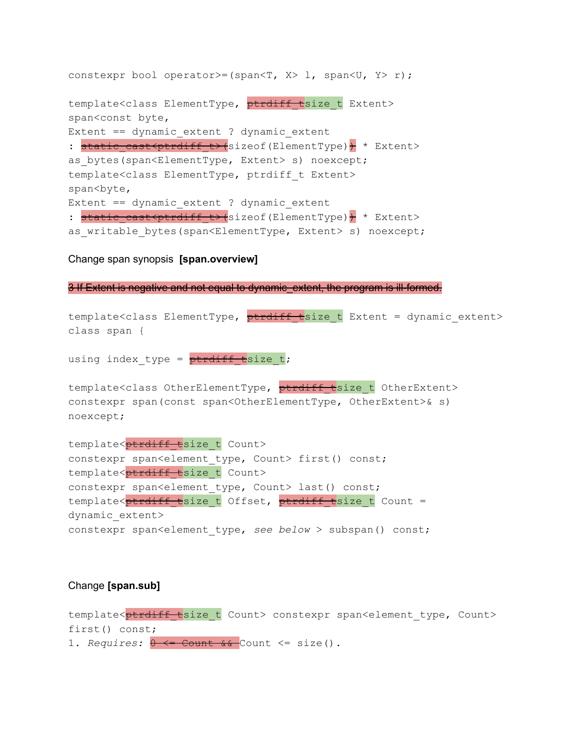constexpr bool operator>=(span<T, X> l, span<U, Y> r);

template<class ElementType, ~~ptrdiff_t~~size_t Extent>
span<const byte,
Extent == dynamic_extent ? dynamic_extent
: ~~static_cast<ptrdiff_t>(~~sizeof(ElementType)~~)~~ * Extent>
as_bytes(span<ElementType, Extent> s) noexcept;
template<class ElementType, ptrdiff_t Extent>
span<byte,
Extent == dynamic_extent ? dynamic_extent
: ~~static_cast<ptrdiff_t>(~~sizeof(ElementType)~~)~~ * Extent>
as_writable_bytes(span<ElementType, Extent> s) noexcept;

Change span synopsis **[span.overview]**

~~3 If Extent is negative and not equal to dynamic_extent, the program is ill-formed.~~

template<class ElementType, ~~ptrdiff_t~~size_t Extent = dynamic_extent>
class span {

using index_type = ~~ptrdiff_t~~size_t;

template<class OtherElementType, ~~ptrdiff_t~~size_t OtherExtent>
constexpr span(const span<OtherElementType, OtherExtent>& s)
noexcept;

template<~~ptrdiff_t~~size_t Count>
constexpr span<element_type, Count> first() const;
template<~~ptrdiff_t~~size_t Count>
constexpr span<element_type, Count> last() const;
template<~~ptrdiff_t~~size_t Offset, ~~ptrdiff_t~~size_t Count =
dynamic_extent>
constexpr span<element_type, *see below* > subspan() const;

Change **[span.sub]**

template<~~ptrdiff_t~~size_t Count> constexpr span<element_type, Count>
first() const;
1. *Requires:* ~~0 <= Count &&~~ Count <= size().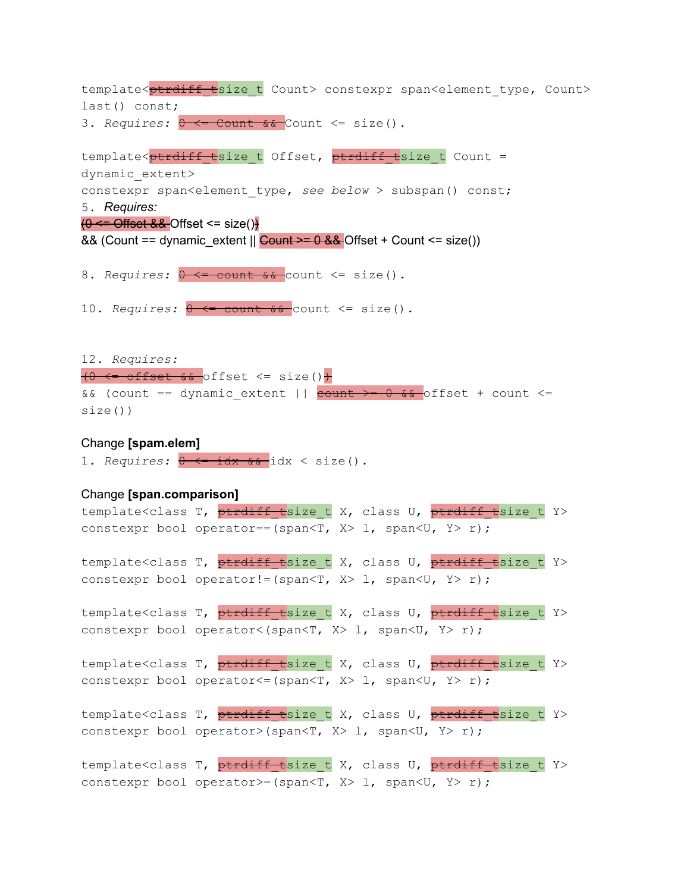template<~~ptrdiff_t~~size_t Count> constexpr span<element_type, Count> last() const;

3. *Requires:* ~~0 <= Count &&~~ Count <= size().

template<~~ptrdiff_t~~size_t Offset, ~~ptrdiff_t~~size_t Count = dynamic_extent>
constexpr span<element_type, *see below* > subspan() const;

5. *Requires:*
~~(0 <= Offset &&~~ Offset <= size()~~)~~
&& (Count == dynamic_extent || ~~Count >= 0 &&~~ Offset + Count <= size())

8. *Requires:* ~~0 <= count &&~~ count <= size().

10. *Requires:* ~~0 <= count &&~~ count <= size().

12. *Requires:*
~~(0 <= offset &&~~ offset <= size()~~)~~
&& (count == dynamic_extent || ~~count >= 0 &&~~ offset + count <= size())

Change **[spam.elem]**

1. *Requires:* ~~0 <= idx &&~~ idx < size().

Change **[span.comparison]**

template<class T, ~~ptrdiff_t~~size_t X, class U, ~~ptrdiff_t~~size_t Y>
constexpr bool operator==(span<T, X> l, span<U, Y> r);

template<class T, ~~ptrdiff_t~~size_t X, class U, ~~ptrdiff_t~~size_t Y>
constexpr bool operator!=(span<T, X> l, span<U, Y> r);

template<class T, ~~ptrdiff_t~~size_t X, class U, ~~ptrdiff_t~~size_t Y>
constexpr bool operator<(span<T, X> l, span<U, Y> r);

template<class T, ~~ptrdiff_t~~size_t X, class U, ~~ptrdiff_t~~size_t Y>
constexpr bool operator<=(span<T, X> l, span<U, Y> r);

template<class T, ~~ptrdiff_t~~size_t X, class U, ~~ptrdiff_t~~size_t Y>
constexpr bool operator>(span<T, X> l, span<U, Y> r);

template<class T, ~~ptrdiff_t~~size_t X, class U, ~~ptrdiff_t~~size_t Y>
constexpr bool operator>=(span<T, X> l, span<U, Y> r);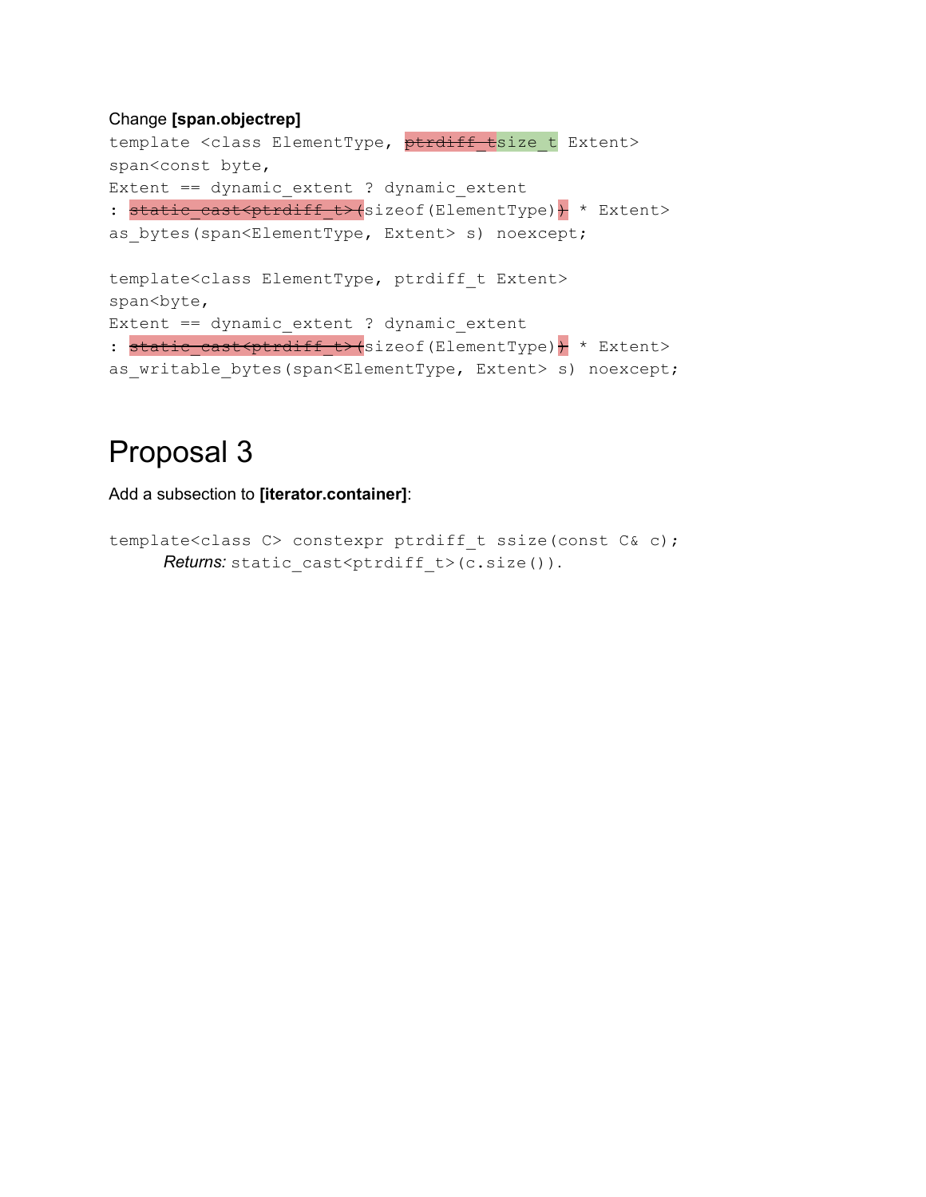Change **[span.objectrep]**

template <class ElementType, ~~ptrdiff_t~~size_t Extent>
span<const byte,
Extent == dynamic_extent ? dynamic_extent
: ~~static_cast<ptrdiff_t>(~~sizeof(ElementType)~~)~~ * Extent>
as_bytes(span<ElementType, Extent> s) noexcept;

template<class ElementType, ptrdiff_t Extent>
span<byte,
Extent == dynamic_extent ? dynamic_extent
: ~~static_cast<ptrdiff_t>(~~sizeof(ElementType)~~)~~ * Extent>
as_writable_bytes(span<ElementType, Extent> s) noexcept;

# Proposal 3

Add a subsection to **[iterator.container]**:

```
template<class C> constexpr ptrdiff_t ssize(const C& c);
```

*Returns:* `static_cast<ptrdiff_t>(c.size())`.